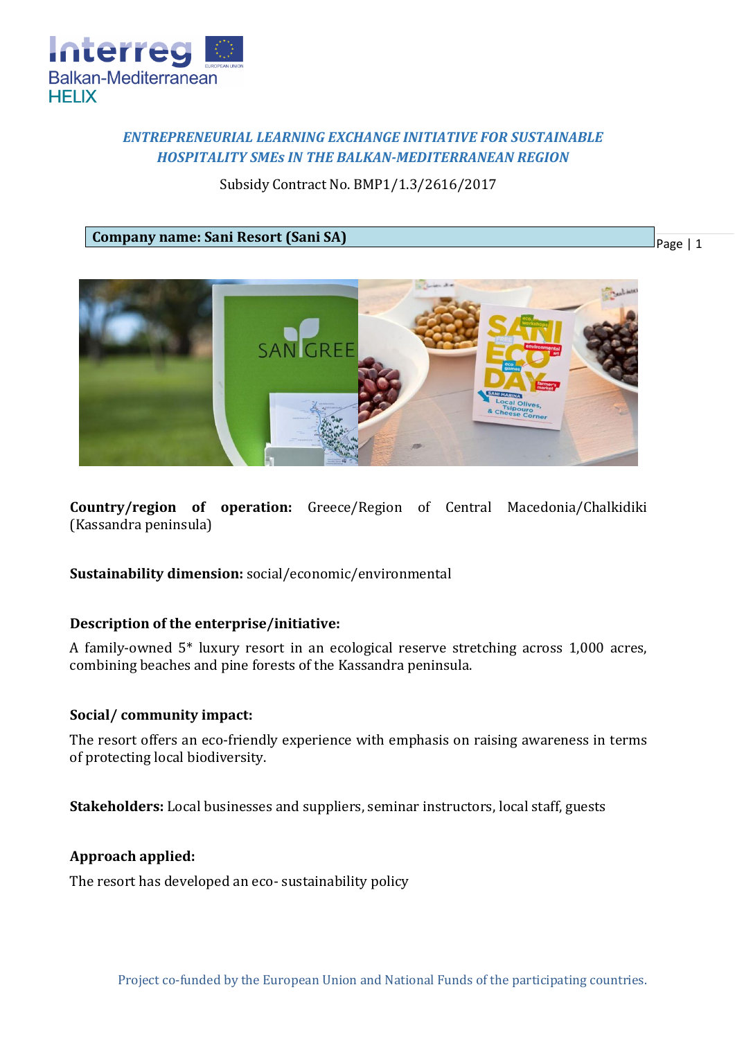*ENTREPRENEURIAL LEARNING EXCHANGE INITIATIVE FOR SUSTAINABLE HOSPITALITY SMEs IN THE BALKAN-MEDITERRANEAN REGION*

Subsidy Contract No. BMP1/1.3/2616/2017

**Company name: Sani Resort (Sani SA)**

**Country/region of operation:** Greece/Region of Central Macedonia/Chalkidiki (Kassandra peninsula)

**Sustainability dimension:** social/economic/environmental

**Description of the enterprise/initiative:**

A family-owned 5* luxury resort in an ecological reserve stretching across 1,000 acres, combining beaches and pine forests of the Kassandra peninsula.

**Social/ community impact:**

The resort offers an eco-friendly experience with emphasis on raising awareness in terms of protecting local biodiversity.

**Stakeholders:** Local businesses and suppliers, seminar instructors, local staff, guests

**Approach applied:**

The resort has developed an eco- sustainability policy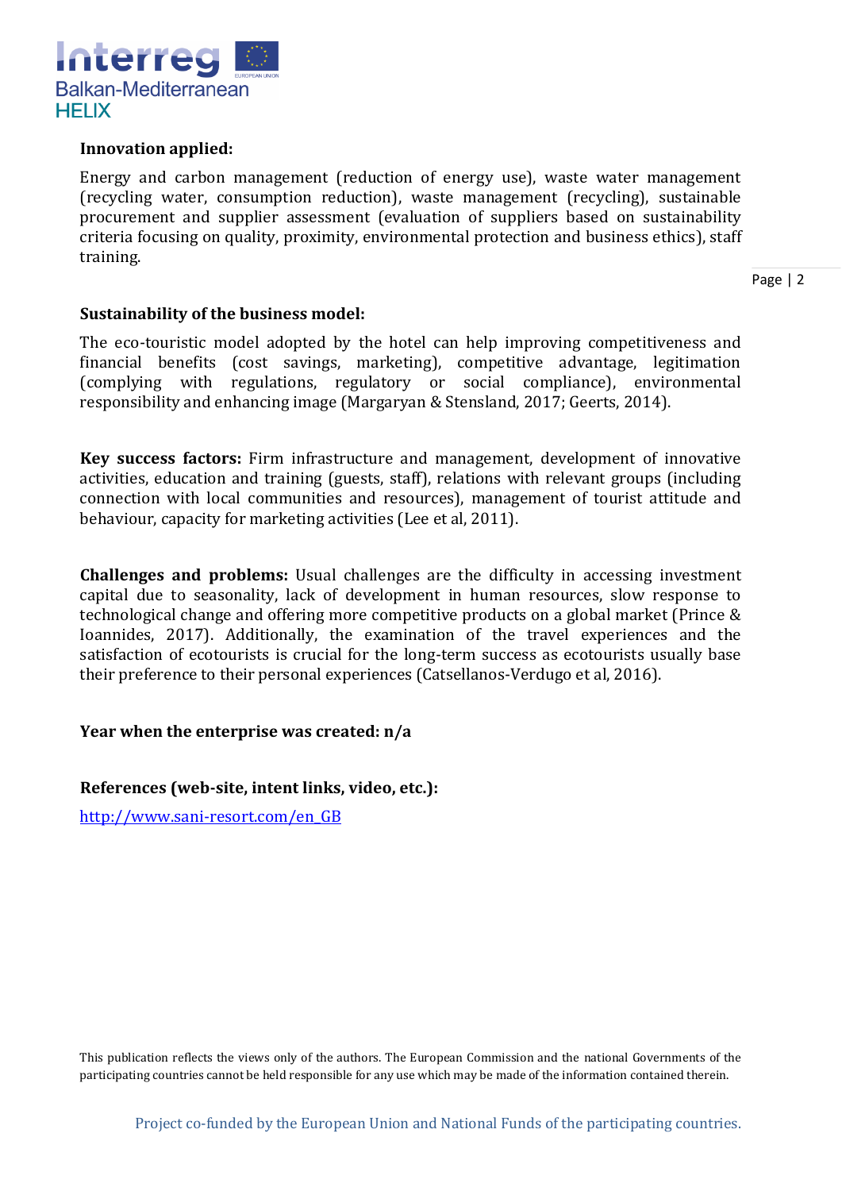**Innovation applied:**

Energy and carbon management (reduction of energy use), waste water management (recycling water, consumption reduction), waste management (recycling), sustainable procurement and supplier assessment (evaluation of suppliers based on sustainability criteria focusing on quality, proximity, environmental protection and business ethics), staff training.

**Sustainability of the business model:**

The eco-touristic model adopted by the hotel can help improving competitiveness and financial benefits (cost savings, marketing), competitive advantage, legitimation (complying with regulations, regulatory or social compliance), environmental responsibility and enhancing image (Margaryan & Stensland, 2017; Geerts, 2014).

**Key success factors:** Firm infrastructure and management, development of innovative activities, education and training (guests, staff), relations with relevant groups (including connection with local communities and resources), management of tourist attitude and behaviour, capacity for marketing activities (Lee et al, 2011).

**Challenges and problems:** Usual challenges are the difficulty in accessing investment capital due to seasonality, lack of development in human resources, slow response to technological change and offering more competitive products on a global market (Prince & Ioannides, 2017). Additionally, the examination of the travel experiences and the satisfaction of ecotourists is crucial for the long-term success as ecotourists usually base their preference to their personal experiences (Catsellanos-Verdugo et al, 2016).

**Year when the enterprise was created: n/a**

**References (web-site, intent links, video, etc.):**

http://www.sani-resort.com/en_GB

This publication reflects the views only of the authors. The European Commission and the national Governments of the participating countries cannot be held responsible for any use which may be made of the information contained therein.

Project co-funded by the European Union and National Funds of the participating countries.